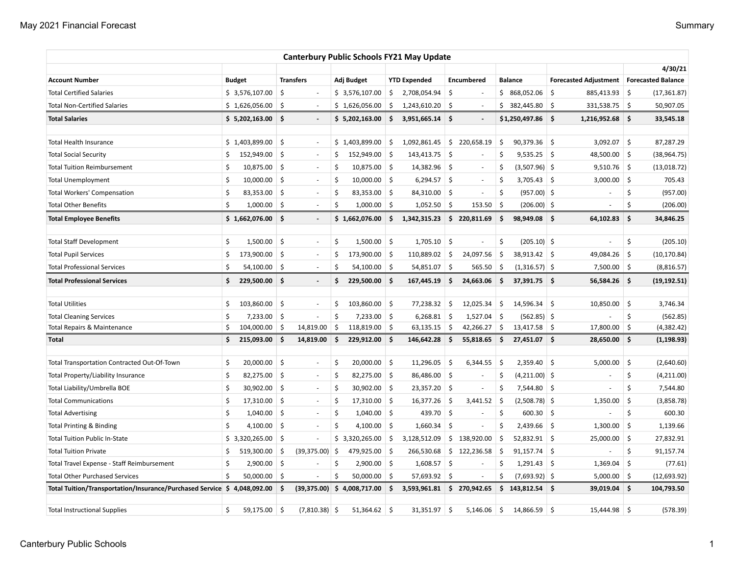| Canterbury Public Schools FY21 May Update | | | | | | | | |
|---|---|---|---|---|---|---|---|---|
| | | | | | | | | 4/30/21 |
| **Account Number** | **Budget** | **Transfers** | **Adj Budget** | **YTD Expended** | **Encumbered** | **Balance** | **Forecasted Adjustment** | **Forecasted Balance** |
| Total Certified Salaries | $ 3,576,107.00 | $ - | $ 3,576,107.00 | $ 2,708,054.94 | $ - | $ 868,052.06 | $ 885,413.93 | $ (17,361.87) |
| Total Non-Certified Salaries | $ 1,626,056.00 | $ - | $ 1,626,056.00 | $ 1,243,610.20 | $ - | $ 382,445.80 | $ 331,538.75 | $ 50,907.05 |
| **Total Salaries** | **$ 5,202,163.00** | **$ -** | **$ 5,202,163.00** | **$ 3,951,665.14** | **$ -** | **$ 1,250,497.86** | **$ 1,216,952.68** | **$ 33,545.18** |
| | | | | | | | | |
| Total Health Insurance | $ 1,403,899.00 | $ - | $ 1,403,899.00 | $ 1,092,861.45 | $ 220,658.19 | $ 90,379.36 | $ 3,092.07 | $ 87,287.29 |
| Total Social Security | $ 152,949.00 | $ - | $ 152,949.00 | $ 143,413.75 | $ - | $ 9,535.25 | $ 48,500.00 | $ (38,964.75) |
| Total Tuition Reimbursement | $ 10,875.00 | $ - | $ 10,875.00 | $ 14,382.96 | $ - | $ (3,507.96) | $ 9,510.76 | $ (13,018.72) |
| Total Unemployment | $ 10,000.00 | $ - | $ 10,000.00 | $ 6,294.57 | $ - | $ 3,705.43 | $ 3,000.00 | $ 705.43 |
| Total Workers' Compensation | $ 83,353.00 | $ - | $ 83,353.00 | $ 84,310.00 | $ - | $ (957.00) | $ - | $ (957.00) |
| Total Other Benefits | $ 1,000.00 | $ - | $ 1,000.00 | $ 1,052.50 | $ 153.50 | $ (206.00) | $ - | $ (206.00) |
| **Total Employee Benefits** | **$ 1,662,076.00** | **$ -** | **$ 1,662,076.00** | **$ 1,342,315.23** | **$ 220,811.69** | **$ 98,949.08** | **$ 64,102.83** | **$ 34,846.25** |
| | | | | | | | | |
| Total Staff Development | $ 1,500.00 | $ - | $ 1,500.00 | $ 1,705.10 | $ - | $ (205.10) | $ - | $ (205.10) |
| Total Pupil Services | $ 173,900.00 | $ - | $ 173,900.00 | $ 110,889.02 | $ 24,097.56 | $ 38,913.42 | $ 49,084.26 | $ (10,170.84) |
| Total Professional Services | $ 54,100.00 | $ - | $ 54,100.00 | $ 54,851.07 | $ 565.50 | $ (1,316.57) | $ 7,500.00 | $ (8,816.57) |
| **Total Professional Services** | **$ 229,500.00** | **$ -** | **$ 229,500.00** | **$ 167,445.19** | **$ 24,663.06** | **$ 37,391.75** | **$ 56,584.26** | **$ (19,192.51)** |
| | | | | | | | | |
| Total Utilities | $ 103,860.00 | $ - | $ 103,860.00 | $ 77,238.32 | $ 12,025.34 | $ 14,596.34 | $ 10,850.00 | $ 3,746.34 |
| Total Cleaning Services | $ 7,233.00 | $ - | $ 7,233.00 | $ 6,268.81 | $ 1,527.04 | $ (562.85) | $ - | $ (562.85) |
| Total Repairs & Maintenance | $ 104,000.00 | $ 14,819.00 | $ 118,819.00 | $ 63,135.15 | $ 42,266.27 | $ 13,417.58 | $ 17,800.00 | $ (4,382.42) |
| **Total** | **$ 215,093.00** | **$ 14,819.00** | **$ 229,912.00** | **$ 146,642.28** | **$ 55,818.65** | **$ 27,451.07** | **$ 28,650.00** | **$ (1,198.93)** |
| | | | | | | | | |
| Total Transportation Contracted Out-Of-Town | $ 20,000.00 | $ - | $ 20,000.00 | $ 11,296.05 | $ 6,344.55 | $ 2,359.40 | $ 5,000.00 | $ (2,640.60) |
| Total Property/Liability Insurance | $ 82,275.00 | $ - | $ 82,275.00 | $ 86,486.00 | $ - | $ (4,211.00) | $ - | $ (4,211.00) |
| Total Liability/Umbrella BOE | $ 30,902.00 | $ - | $ 30,902.00 | $ 23,357.20 | $ - | $ 7,544.80 | $ - | $ 7,544.80 |
| Total Communications | $ 17,310.00 | $ - | $ 17,310.00 | $ 16,377.26 | $ 3,441.52 | $ (2,508.78) | $ 1,350.00 | $ (3,858.78) |
| Total Advertising | $ 1,040.00 | $ - | $ 1,040.00 | $ 439.70 | $ - | $ 600.30 | $ - | $ 600.30 |
| Total Printing & Binding | $ 4,100.00 | $ - | $ 4,100.00 | $ 1,660.34 | $ - | $ 2,439.66 | $ 1,300.00 | $ 1,139.66 |
| Total Tuition Public In-State | $ 3,320,265.00 | $ - | $ 3,320,265.00 | $ 3,128,512.09 | $ 138,920.00 | $ 52,832.91 | $ 25,000.00 | $ 27,832.91 |
| Total Tuition Private | $ 519,300.00 | $ (39,375.00) | $ 479,925.00 | $ 266,530.68 | $ 122,236.58 | $ 91,157.74 | $ - | $ 91,157.74 |
| Total Travel Expense - Staff Reimbursement | $ 2,900.00 | $ - | $ 2,900.00 | $ 1,608.57 | $ - | $ 1,291.43 | $ 1,369.04 | $ (77.61) |
| Total Other Purchased Services | $ 50,000.00 | $ - | $ 50,000.00 | $ 57,693.92 | $ - | $ (7,693.92) | $ 5,000.00 | $ (12,693.92) |
| **Total Tuition/Transportation/Insurance/Purchased Service** | **$ 4,048,092.00** | **$ (39,375.00)** | **$ 4,008,717.00** | **$ 3,593,961.81** | **$ 270,942.65** | **$ 143,812.54** | **$ 39,019.04** | **$ 104,793.50** |
| | | | | | | | | |
| Total Instructional Supplies | $ 59,175.00 | $ (7,810.38) | $ 51,364.62 | $ 31,351.97 | $ 5,146.06 | $ 14,866.59 | $ 15,444.98 | $ (578.39) |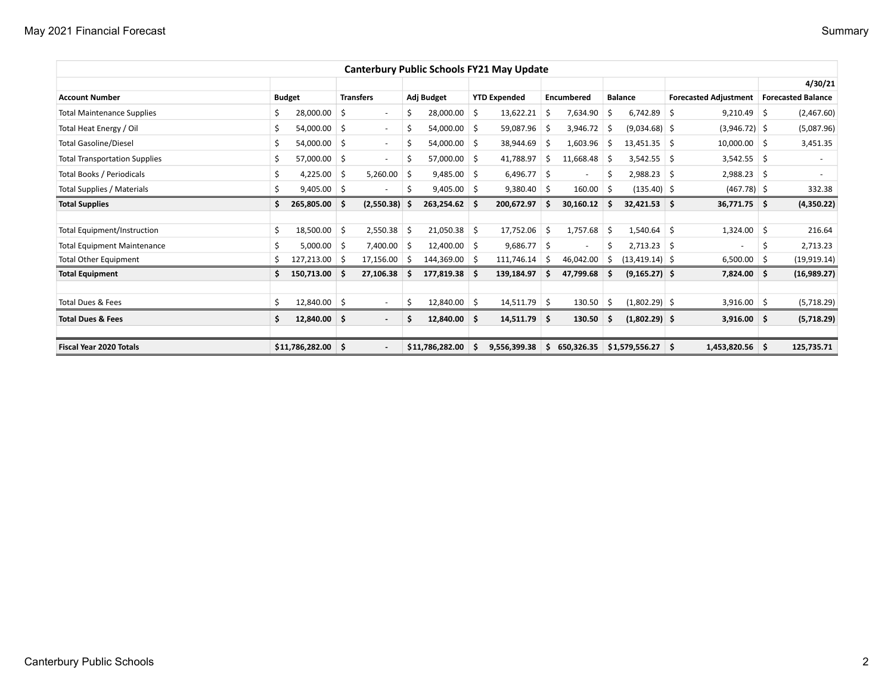| Canterbury Public Schools FY21 May Update | | | | | | | | |
|---|---|---|---|---|---|---|---|---|
| | | | | | | | | 4/30/21 |
| **Account Number** | **Budget** | **Transfers** | **Adj Budget** | **YTD Expended** | **Encumbered** | **Balance** | **Forecasted Adjustment** | **Forecasted Balance** |
| Total Maintenance Supplies | $ 28,000.00 | $ - | $ 28,000.00 | $ 13,622.21 | $ 7,634.90 | $ 6,742.89 | $ 9,210.49 | $ (2,467.60) |
| Total Heat Energy / Oil | $ 54,000.00 | $ - | $ 54,000.00 | $ 59,087.96 | $ 3,946.72 | $ (9,034.68) | $ (3,946.72) | $ (5,087.96) |
| Total Gasoline/Diesel | $ 54,000.00 | $ - | $ 54,000.00 | $ 38,944.69 | $ 1,603.96 | $ 13,451.35 | $ 10,000.00 | $ 3,451.35 |
| Total Transportation Supplies | $ 57,000.00 | $ - | $ 57,000.00 | $ 41,788.97 | $ 11,668.48 | $ 3,542.55 | $ 3,542.55 | $ - |
| Total Books / Periodicals | $ 4,225.00 | $ 5,260.00 | $ 9,485.00 | $ 6,496.77 | $ - | $ 2,988.23 | $ 2,988.23 | $ - |
| Total Supplies / Materials | $ 9,405.00 | $ - | $ 9,405.00 | $ 9,380.40 | $ 160.00 | $ (135.40) | $ (467.78) | $ 332.38 |
| **Total Supplies** | **$ 265,805.00** | **$ (2,550.38)** | **$ 263,254.62** | **$ 200,672.97** | **$ 30,160.12** | **$ 32,421.53** | **$ 36,771.75** | **$ (4,350.22)** |
| | | | | | | | | |
| Total Equipment/Instruction | $ 18,500.00 | $ 2,550.38 | $ 21,050.38 | $ 17,752.06 | $ 1,757.68 | $ 1,540.64 | $ 1,324.00 | $ 216.64 |
| Total Equipment Maintenance | $ 5,000.00 | $ 7,400.00 | $ 12,400.00 | $ 9,686.77 | $ - | $ 2,713.23 | $ - | $ 2,713.23 |
| Total Other Equipment | $ 127,213.00 | $ 17,156.00 | $ 144,369.00 | $ 111,746.14 | $ 46,042.00 | $ (13,419.14) | $ 6,500.00 | $ (19,919.14) |
| **Total Equipment** | **$ 150,713.00** | **$ 27,106.38** | **$ 177,819.38** | **$ 139,184.97** | **$ 47,799.68** | **$ (9,165.27)** | **$ 7,824.00** | **$ (16,989.27)** |
| | | | | | | | | |
| Total Dues & Fees | $ 12,840.00 | $ - | $ 12,840.00 | $ 14,511.79 | $ 130.50 | $ (1,802.29) | $ 3,916.00 | $ (5,718.29) |
| **Total Dues & Fees** | **$ 12,840.00** | **$ -** | **$ 12,840.00** | **$ 14,511.79** | **$ 130.50** | **$ (1,802.29)** | **$ 3,916.00** | **$ (5,718.29)** |
| | | | | | | | | |
| **Fiscal Year 2020 Totals** | **$11,786,282.00** | **$ -** | **$11,786,282.00** | **$ 9,556,399.38** | **$ 650,326.35** | **$1,579,556.27** | **$ 1,453,820.56** | **$ 125,735.71** |